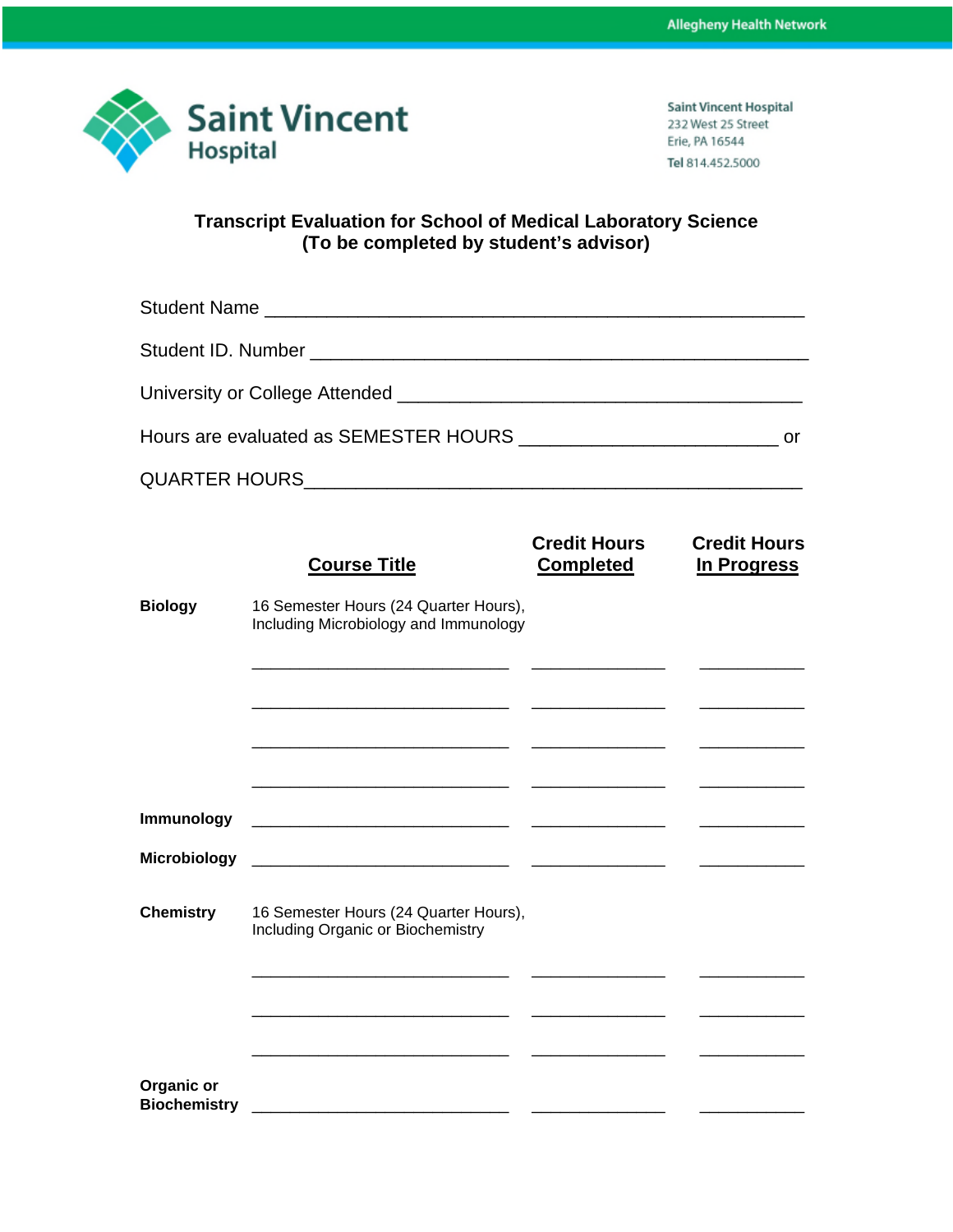Allegheny Health Network

**Saint Vincent Hospital**

Saint Vincent Hospital
232 West 25 Street
Erie, PA 16544
**Tel** 814.452.5000

## Transcript Evaluation for School of Medical Laboratory Science
## (To be completed by student's advisor)

Student Name ___________________________________________________

Student ID. Number _______________________________________________

University or College Attended ______________________________________

Hours are evaluated as SEMESTER HOURS ______________________ or

QUARTER HOURS_____________________________________________

| | Course Title | Credit Hours Completed | Credit Hours In Progress |
|---|---|---|---|
| **Biology** | 16 Semester Hours (24 Quarter Hours), Including Microbiology and Immunology | | |
| | ____________________ | ____________ | __________ |
| | ____________________ | ____________ | __________ |
| | ____________________ | ____________ | __________ |
| | ____________________ | ____________ | __________ |
| **Immunology** | ____________________ | ____________ | __________ |
| **Microbiology** | ____________________ | ____________ | __________ |
| **Chemistry** | 16 Semester Hours (24 Quarter Hours), Including Organic or Biochemistry | | |
| | ____________________ | ____________ | __________ |
| | ____________________ | ____________ | __________ |
| | ____________________ | ____________ | __________ |
| **Organic or Biochemistry** | ____________________ | ____________ | __________ |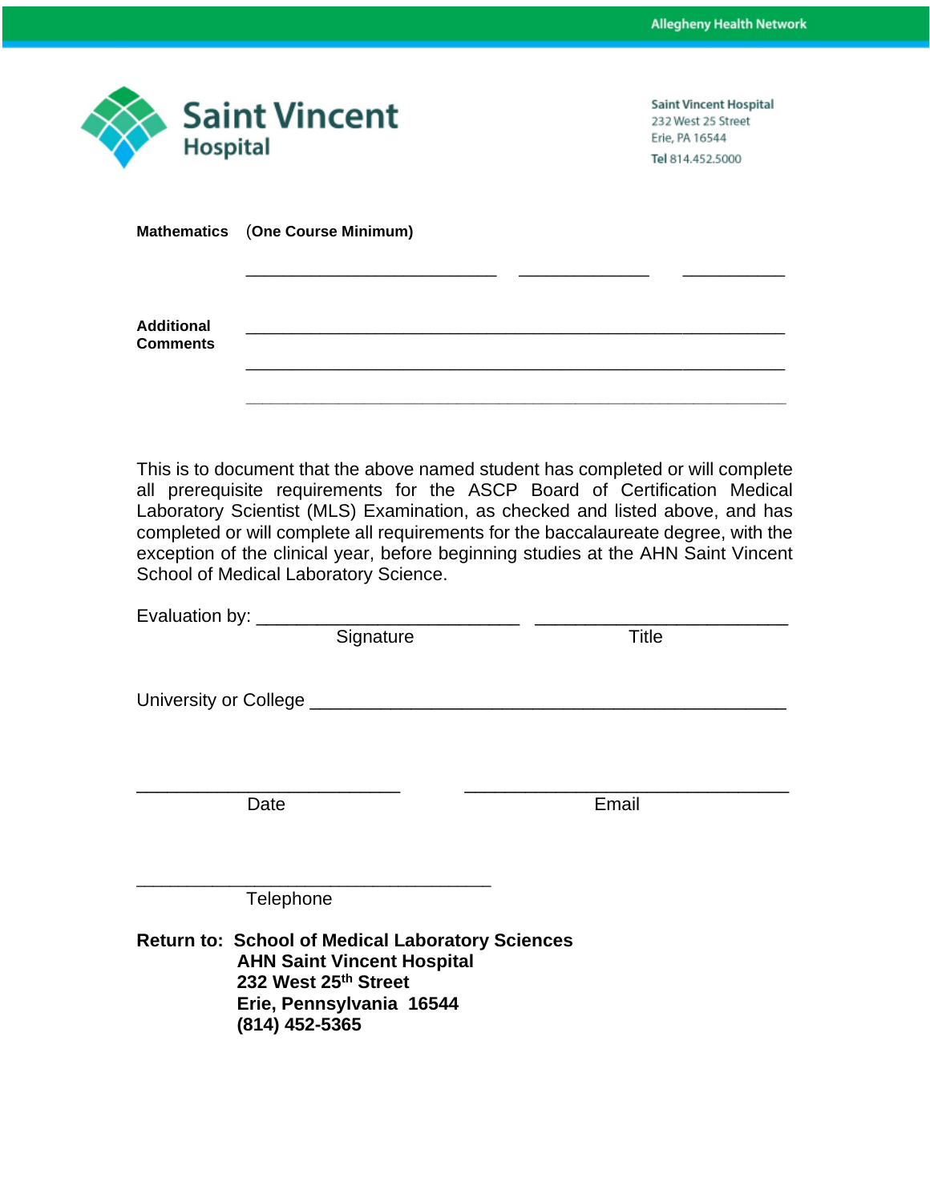Allegheny Health Network

# Saint Vincent Hospital

Saint Vincent Hospital
232 West 25 Street
Erie, PA 16544
**Tel** 814.452.5000

**Mathematics** (**One Course Minimum)**

\_\_\_\_\_\_\_\_\_\_\_\_\_\_\_\_\_\_\_\_\_\_\_\_\_\_ \_\_\_\_\_\_\_\_\_\_\_\_\_\_ \_\_\_\_\_\_\_\_\_\_\_

**Additional Comments** \_\_\_\_\_\_\_\_\_\_\_\_\_\_\_\_\_\_\_\_\_\_\_\_\_\_\_\_\_\_\_\_\_\_\_\_\_\_\_\_\_\_\_\_\_\_\_\_\_\_\_\_\_\_\_\_

\_\_\_\_\_\_\_\_\_\_\_\_\_\_\_\_\_\_\_\_\_\_\_\_\_\_\_\_\_\_\_\_\_\_\_\_\_\_\_\_\_\_\_\_\_\_\_\_\_\_\_\_\_\_\_\_

\_\_\_\_\_\_\_\_\_\_\_\_\_\_\_\_\_\_\_\_\_\_\_\_\_\_\_\_\_\_\_\_\_\_\_\_\_\_\_\_\_\_\_\_\_\_\_\_\_\_\_\_\_\_\_\_

This is to document that the above named student has completed or will complete all prerequisite requirements for the ASCP Board of Certification Medical Laboratory Scientist (MLS) Examination, as checked and listed above, and has completed or will complete all requirements for the baccalaureate degree, with the exception of the clinical year, before beginning studies at the AHN Saint Vincent School of Medical Laboratory Science.

Evaluation by: \_\_\_\_\_\_\_\_\_\_\_\_\_\_\_\_\_\_\_\_\_\_\_\_\_\_\_ \_\_\_\_\_\_\_\_\_\_\_\_\_\_\_\_\_\_\_\_\_\_\_\_\_\_
Signature Title

University or College \_\_\_\_\_\_\_\_\_\_\_\_\_\_\_\_\_\_\_\_\_\_\_\_\_\_\_\_\_\_\_\_\_\_\_\_\_\_\_\_\_\_\_\_\_\_\_\_\_

\_\_\_\_\_\_\_\_\_\_\_\_\_\_\_\_\_\_\_\_\_\_\_\_\_\_\_ \_\_\_\_\_\_\_\_\_\_\_\_\_\_\_\_\_\_\_\_\_\_\_\_\_\_\_\_\_\_\_\_\_\_
Date Email

\_\_\_\_\_\_\_\_\_\_\_\_\_\_\_\_\_\_\_\_\_\_\_\_\_\_\_\_\_\_\_\_\_\_\_\_\_
Telephone

**Return to: School of Medical Laboratory Sciences**
**AHN Saint Vincent Hospital**
**232 West 25th Street**
**Erie, Pennsylvania 16544**
**(814) 452-5365**